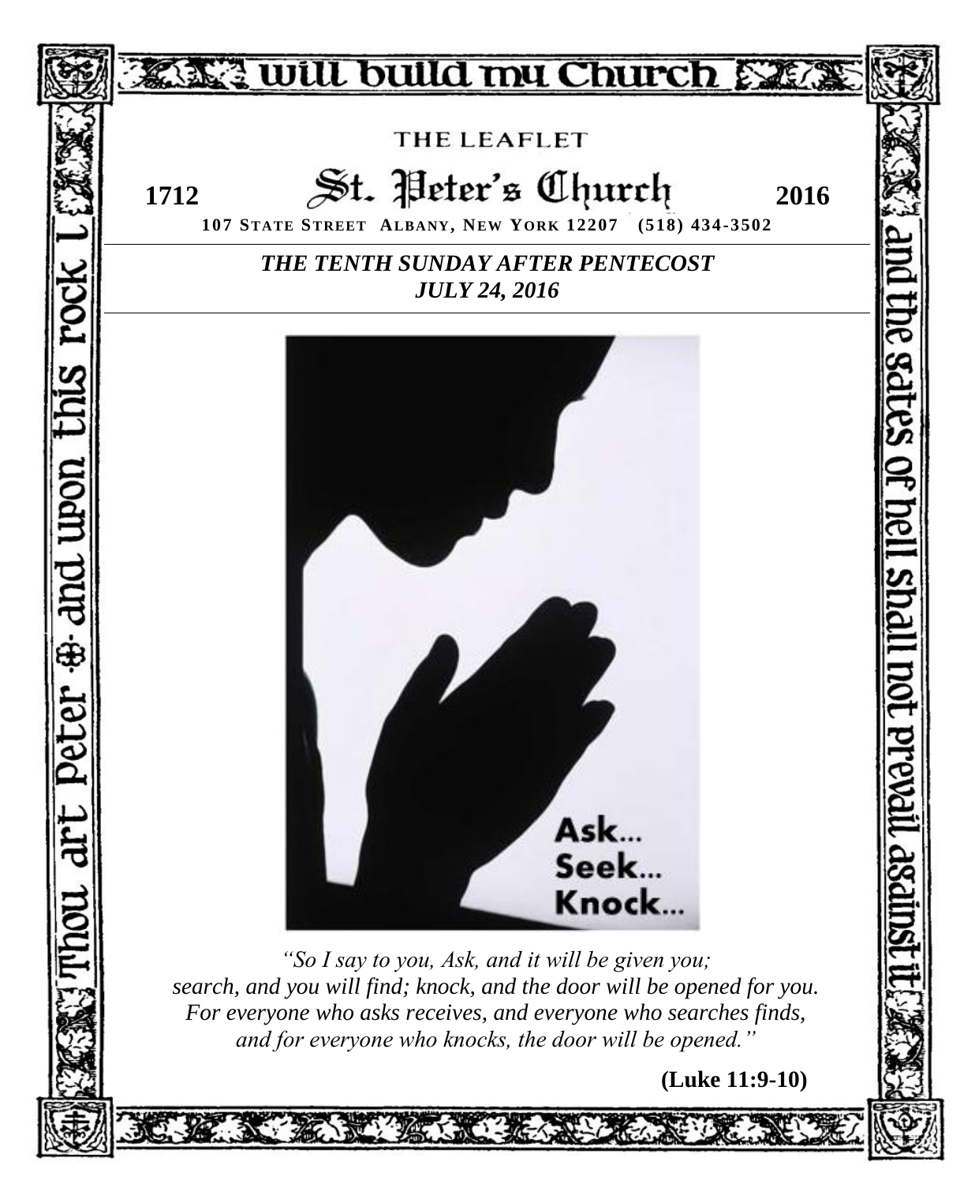# I will build my Church

Thou art Peter and upon this rock I ... and the gates of hell shall not prevail against it

THE LEAFLET

## St. Peter's Church

**1712** **2016**

**107 STATE STREET ALBANY, NEW YORK 12207 (518) 434-3502**

***THE TENTH SUNDAY AFTER PENTECOST***
***JULY 24, 2016***

**Ask... Seek... Knock...**

*"So I say to you, Ask, and it will be given you;*
*search, and you will find; knock, and the door will be opened for you.*
*For everyone who asks receives, and everyone who searches finds,*
*and for everyone who knocks, the door will be opened."*

**(Luke 11:9-10)**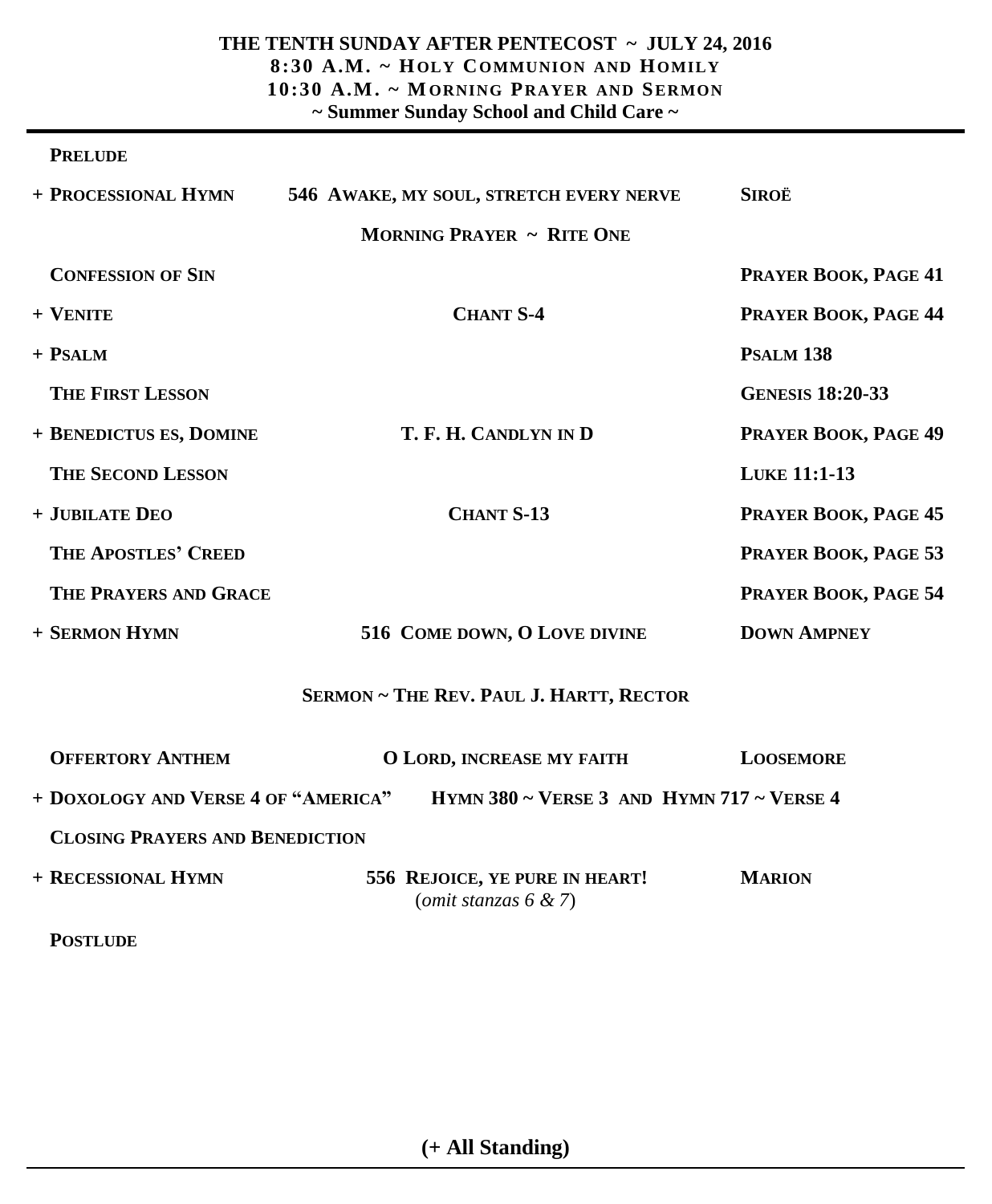**THE TENTH SUNDAY AFTER PENTECOST ~ JULY 24, 2016**
**8:30 A.M. ~ HOLY COMMUNION AND HOMILY**
**10:30 A.M. ~ MORNING PRAYER AND SERMON**
**~ Summer Sunday School and Child Care ~**

---

| | | |
|---|---|---|
| **PRELUDE** | | |
| **+ PROCESSIONAL HYMN** | **546 AWAKE, MY SOUL, STRETCH EVERY NERVE** | **SIROË** |
| | **MORNING PRAYER ~ RITE ONE** | |
| **CONFESSION OF SIN** | | **PRAYER BOOK, PAGE 41** |
| **+ VENITE** | **CHANT S-4** | **PRAYER BOOK, PAGE 44** |
| **+ PSALM** | | **PSALM 138** |
| **THE FIRST LESSON** | | **GENESIS 18:20-33** |
| **+ BENEDICTUS ES, DOMINE** | **T. F. H. CANDLYN IN D** | **PRAYER BOOK, PAGE 49** |
| **THE SECOND LESSON** | | **LUKE 11:1-13** |
| **+ JUBILATE DEO** | **CHANT S-13** | **PRAYER BOOK, PAGE 45** |
| **THE APOSTLES' CREED** | | **PRAYER BOOK, PAGE 53** |
| **THE PRAYERS AND GRACE** | | **PRAYER BOOK, PAGE 54** |
| **+ SERMON HYMN** | **516 COME DOWN, O LOVE DIVINE** | **DOWN AMPNEY** |

**SERMON ~ THE REV. PAUL J. HARTT, RECTOR**

| | | |
|---|---|---|
| **OFFERTORY ANTHEM** | **O LORD, INCREASE MY FAITH** | **LOOSEMORE** |
| **+ DOXOLOGY AND VERSE 4 OF "AMERICA"** | **HYMN 380 ~ VERSE 3 AND HYMN 717 ~ VERSE 4** | |
| **CLOSING PRAYERS AND BENEDICTION** | | |
| **+ RECESSIONAL HYMN** | **556 REJOICE, YE PURE IN HEART!** (*omit stanzas 6 & 7*) | **MARION** |
| **POSTLUDE** | | |

**(+ All Standing)**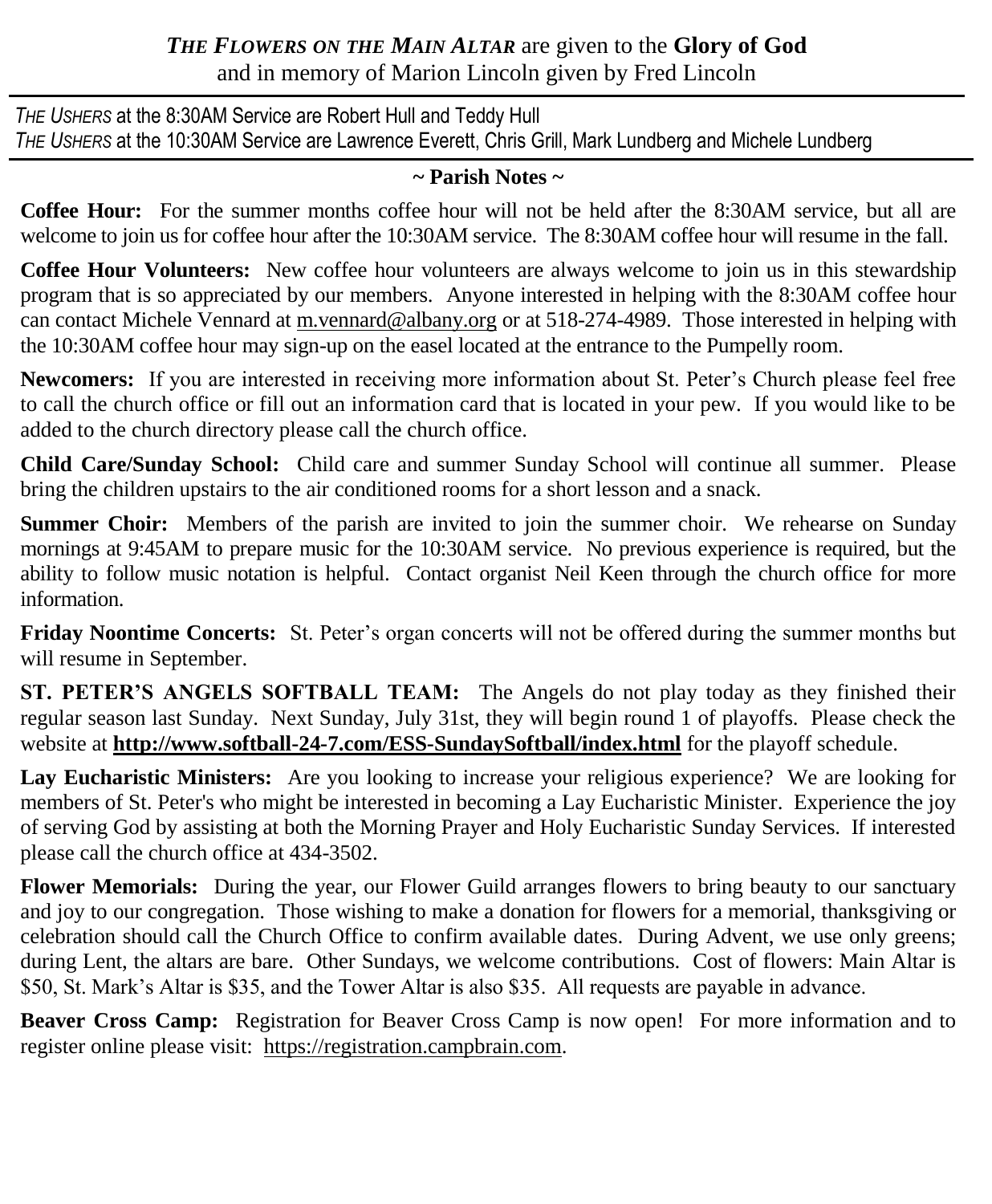***THE FLOWERS ON THE MAIN ALTAR*** are given to the **Glory of God**
and in memory of Marion Lincoln given by Fred Lincoln

---

*THE USHERS* at the 8:30AM Service are Robert Hull and Teddy Hull
*THE USHERS* at the 10:30AM Service are Lawrence Everett, Chris Grill, Mark Lundberg and Michele Lundberg

---

**~ Parish Notes ~**

**Coffee Hour:** For the summer months coffee hour will not be held after the 8:30AM service, but all are welcome to join us for coffee hour after the 10:30AM service. The 8:30AM coffee hour will resume in the fall.

**Coffee Hour Volunteers:** New coffee hour volunteers are always welcome to join us in this stewardship program that is so appreciated by our members. Anyone interested in helping with the 8:30AM coffee hour can contact Michele Vennard at m.vennard@albany.org or at 518-274-4989. Those interested in helping with the 10:30AM coffee hour may sign-up on the easel located at the entrance to the Pumpelly room.

**Newcomers:** If you are interested in receiving more information about St. Peter's Church please feel free to call the church office or fill out an information card that is located in your pew. If you would like to be added to the church directory please call the church office.

**Child Care/Sunday School:** Child care and summer Sunday School will continue all summer. Please bring the children upstairs to the air conditioned rooms for a short lesson and a snack.

**Summer Choir:** Members of the parish are invited to join the summer choir. We rehearse on Sunday mornings at 9:45AM to prepare music for the 10:30AM service. No previous experience is required, but the ability to follow music notation is helpful. Contact organist Neil Keen through the church office for more information.

**Friday Noontime Concerts:** St. Peter's organ concerts will not be offered during the summer months but will resume in September.

**ST. PETER'S ANGELS SOFTBALL TEAM:** The Angels do not play today as they finished their regular season last Sunday. Next Sunday, July 31st, they will begin round 1 of playoffs. Please check the website at **http://www.softball-24-7.com/ESS-SundaySoftball/index.html** for the playoff schedule.

**Lay Eucharistic Ministers:** Are you looking to increase your religious experience? We are looking for members of St. Peter's who might be interested in becoming a Lay Eucharistic Minister. Experience the joy of serving God by assisting at both the Morning Prayer and Holy Eucharistic Sunday Services. If interested please call the church office at 434-3502.

**Flower Memorials:** During the year, our Flower Guild arranges flowers to bring beauty to our sanctuary and joy to our congregation. Those wishing to make a donation for flowers for a memorial, thanksgiving or celebration should call the Church Office to confirm available dates. During Advent, we use only greens; during Lent, the altars are bare. Other Sundays, we welcome contributions. Cost of flowers: Main Altar is \$50, St. Mark's Altar is \$35, and the Tower Altar is also \$35. All requests are payable in advance.

**Beaver Cross Camp:** Registration for Beaver Cross Camp is now open! For more information and to register online please visit: https://registration.campbrain.com.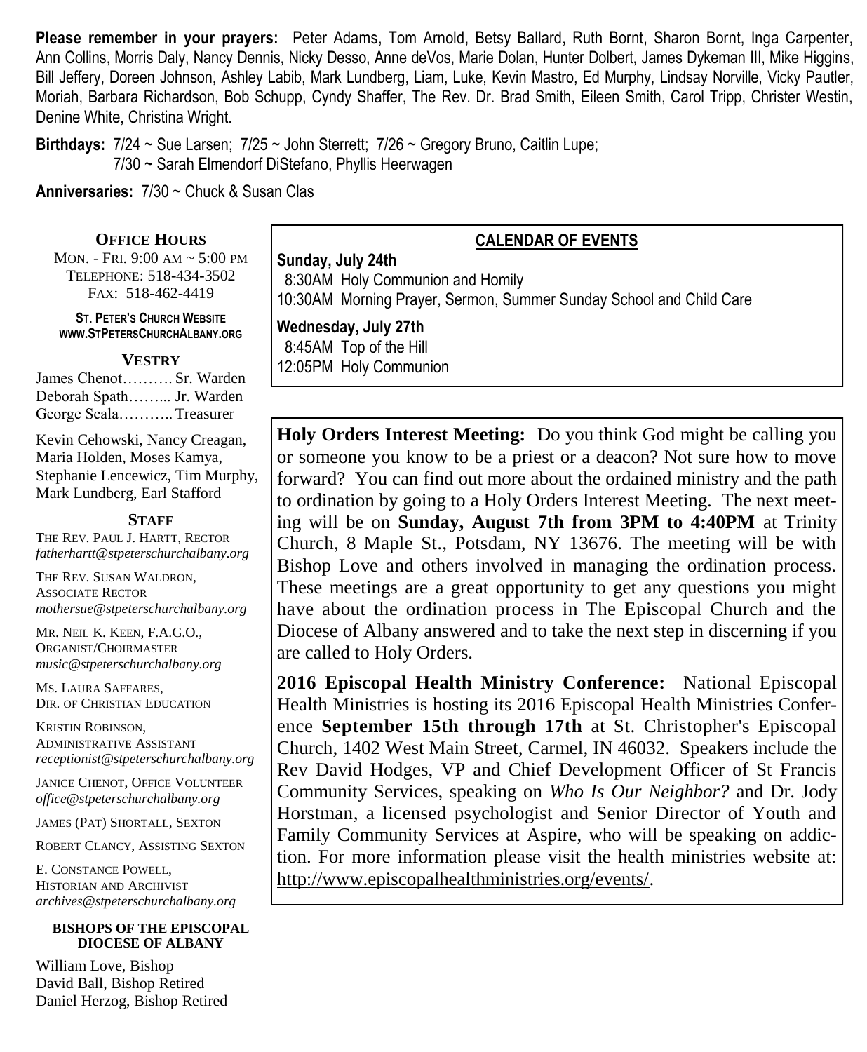**Please remember in your prayers:** Peter Adams, Tom Arnold, Betsy Ballard, Ruth Bornt, Sharon Bornt, Inga Carpenter, Ann Collins, Morris Daly, Nancy Dennis, Nicky Desso, Anne deVos, Marie Dolan, Hunter Dolbert, James Dykeman III, Mike Higgins, Bill Jeffery, Doreen Johnson, Ashley Labib, Mark Lundberg, Liam, Luke, Kevin Mastro, Ed Murphy, Lindsay Norville, Vicky Pautler, Moriah, Barbara Richardson, Bob Schupp, Cyndy Shaffer, The Rev. Dr. Brad Smith, Eileen Smith, Carol Tripp, Christer Westin, Denine White, Christina Wright.

**Birthdays:** 7/24 ~ Sue Larsen; 7/25 ~ John Sterrett; 7/26 ~ Gregory Bruno, Caitlin Lupe; 7/30 ~ Sarah Elmendorf DiStefano, Phyllis Heerwagen

**Anniversaries:** 7/30 ~ Chuck & Susan Clas

### CALENDAR OF EVENTS

**Sunday, July 24th**
8:30AM Holy Communion and Homily
10:30AM Morning Prayer, Sermon, Summer Sunday School and Child Care

**Wednesday, July 27th**
8:45AM Top of the Hill
12:05PM Holy Communion

**Holy Orders Interest Meeting:** Do you think God might be calling you or someone you know to be a priest or a deacon? Not sure how to move forward? You can find out more about the ordained ministry and the path to ordination by going to a Holy Orders Interest Meeting. The next meeting will be on **Sunday, August 7th from 3PM to 4:40PM** at Trinity Church, 8 Maple St., Potsdam, NY 13676. The meeting will be with Bishop Love and others involved in managing the ordination process. These meetings are a great opportunity to get any questions you might have about the ordination process in The Episcopal Church and the Diocese of Albany answered and to take the next step in discerning if you are called to Holy Orders.

**2016 Episcopal Health Ministry Conference:** National Episcopal Health Ministries is hosting its 2016 Episcopal Health Ministries Conference **September 15th through 17th** at St. Christopher's Episcopal Church, 1402 West Main Street, Carmel, IN 46032. Speakers include the Rev David Hodges, VP and Chief Development Officer of St Francis Community Services, speaking on *Who Is Our Neighbor?* and Dr. Jody Horstman, a licensed psychologist and Senior Director of Youth and Family Community Services at Aspire, who will be speaking on addiction. For more information please visit the health ministries website at: http://www.episcopalhealthministries.org/events/.

### OFFICE HOURS

MON. - FRI. 9:00 AM ~ 5:00 PM
TELEPHONE: 518-434-3502
FAX: 518-462-4419

**ST. PETER'S CHURCH WEBSITE**
**WWW.STPETERSCHURCHALBANY.ORG**

### VESTRY

James Chenot………. Sr. Warden
Deborah Spath……... Jr. Warden
George Scala……….. Treasurer

Kevin Cehowski, Nancy Creagan, Maria Holden, Moses Kamya, Stephanie Lencewicz, Tim Murphy, Mark Lundberg, Earl Stafford

### STAFF

THE REV. PAUL J. HARTT, RECTOR
*fatherhartt@stpeterschurchalbany.org*

THE REV. SUSAN WALDRON, ASSOCIATE RECTOR
*mothersue@stpeterschurchalbany.org*

MR. NEIL K. KEEN, F.A.G.O., ORGANIST/CHOIRMASTER
*music@stpeterschurchalbany.org*

MS. LAURA SAFFARES, DIR. OF CHRISTIAN EDUCATION

KRISTIN ROBINSON, ADMINISTRATIVE ASSISTANT
*receptionist@stpeterschurchalbany.org*

JANICE CHENOT, OFFICE VOLUNTEER
*office@stpeterschurchalbany.org*

JAMES (PAT) SHORTALL, SEXTON

ROBERT CLANCY, ASSISTING SEXTON

E. CONSTANCE POWELL, HISTORIAN AND ARCHIVIST
*archives@stpeterschurchalbany.org*

**BISHOPS OF THE EPISCOPAL DIOCESE OF ALBANY**

William Love, Bishop
David Ball, Bishop Retired
Daniel Herzog, Bishop Retired